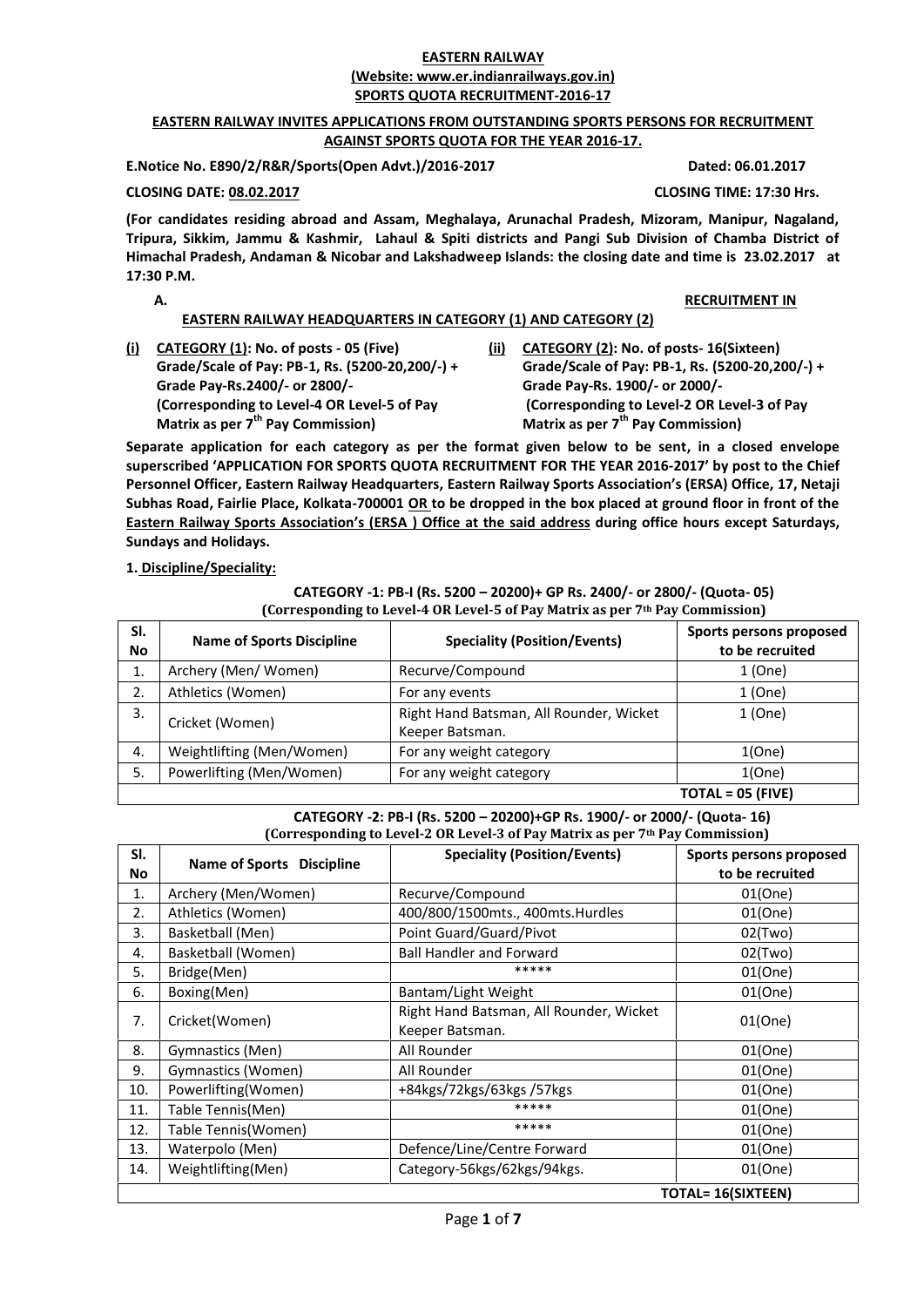**EASTERN RAILWAY**
**(Website: www.er.indianrailways.gov.in)**
**SPORTS QUOTA RECRUITMENT-2016-17**

**EASTERN RAILWAY INVITES APPLICATIONS FROM OUTSTANDING SPORTS PERSONS FOR RECRUITMENT AGAINST SPORTS QUOTA FOR THE YEAR 2016-17.**

**E.Notice No. E890/2/R&R/Sports(Open Advt.)/2016-2017** **Dated: 06.01.2017**

**CLOSING DATE: 08.02.2017** **CLOSING TIME: 17:30 Hrs.**

**(For candidates residing abroad and Assam, Meghalaya, Arunachal Pradesh, Mizoram, Manipur, Nagaland, Tripura, Sikkim, Jammu & Kashmir, Lahaul & Spiti districts and Pangi Sub Division of Chamba District of Himachal Pradesh, Andaman & Nicobar and Lakshadweep Islands: the closing date and time is 23.02.2017 at 17:30 P.M.**

**A. RECRUITMENT IN EASTERN RAILWAY HEADQUARTERS IN CATEGORY (1) AND CATEGORY (2)**

**(i) CATEGORY (1): No. of posts - 05 (Five)**
**Grade/Scale of Pay: PB-1, Rs. (5200-20,200/-) + Grade Pay-Rs.2400/- or 2800/-**
**(Corresponding to Level-4 OR Level-5 of Pay Matrix as per 7th Pay Commission)**

**(ii) CATEGORY (2): No. of posts- 16(Sixteen)**
**Grade/Scale of Pay: PB-1, Rs. (5200-20,200/-) + Grade Pay-Rs. 1900/- or 2000/-**
**(Corresponding to Level-2 OR Level-3 of Pay Matrix as per 7th Pay Commission)**

**Separate application for each category as per the format given below to be sent, in a closed envelope superscribed 'APPLICATION FOR SPORTS QUOTA RECRUITMENT FOR THE YEAR 2016-2017' by post to the Chief Personnel Officer, Eastern Railway Headquarters, Eastern Railway Sports Association's (ERSA) Office, 17, Netaji Subhas Road, Fairlie Place, Kolkata-700001 OR to be dropped in the box placed at ground floor in front of the Eastern Railway Sports Association's (ERSA ) Office at the said address during office hours except Saturdays, Sundays and Holidays.**

**1. Discipline/Speciality:**

**CATEGORY -1: PB-I (Rs. 5200 – 20200)+ GP Rs. 2400/- or 2800/- (Quota- 05)**
**(Corresponding to Level-4 OR Level-5 of Pay Matrix as per 7th Pay Commission)**

| Sl. No | Name of Sports Discipline | Speciality (Position/Events) | Sports persons proposed to be recruited |
|---|---|---|---|
| 1. | Archery (Men/ Women) | Recurve/Compound | 1 (One) |
| 2. | Athletics (Women) | For any events | 1 (One) |
| 3. | Cricket (Women) | Right Hand Batsman, All Rounder, Wicket Keeper Batsman. | 1 (One) |
| 4. | Weightlifting (Men/Women) | For any weight category | 1(One) |
| 5. | Powerlifting (Men/Women) | For any weight category | 1(One) |
| | | | **TOTAL = 05 (FIVE)** |

**CATEGORY -2: PB-I (Rs. 5200 – 20200)+GP Rs. 1900/- or 2000/- (Quota- 16)**
**(Corresponding to Level-2 OR Level-3 of Pay Matrix as per 7th Pay Commission)**

| Sl. No | Name of Sports Discipline | Speciality (Position/Events) | Sports persons proposed to be recruited |
|---|---|---|---|
| 1. | Archery (Men/Women) | Recurve/Compound | 01(One) |
| 2. | Athletics (Women) | 400/800/1500mts., 400mts.Hurdles | 01(One) |
| 3. | Basketball (Men) | Point Guard/Guard/Pivot | 02(Two) |
| 4. | Basketball (Women) | Ball Handler and Forward | 02(Two) |
| 5. | Bridge(Men) | ***** | 01(One) |
| 6. | Boxing(Men) | Bantam/Light Weight | 01(One) |
| 7. | Cricket(Women) | Right Hand Batsman, All Rounder, Wicket Keeper Batsman. | 01(One) |
| 8. | Gymnastics (Men) | All Rounder | 01(One) |
| 9. | Gymnastics (Women) | All Rounder | 01(One) |
| 10. | Powerlifting(Women) | +84kgs/72kgs/63kgs /57kgs | 01(One) |
| 11. | Table Tennis(Men) | ***** | 01(One) |
| 12. | Table Tennis(Women) | ***** | 01(One) |
| 13. | Waterpolo (Men) | Defence/Line/Centre Forward | 01(One) |
| 14. | Weightlifting(Men) | Category-56kgs/62kgs/94kgs. | 01(One) |
| | | | **TOTAL= 16(SIXTEEN)** |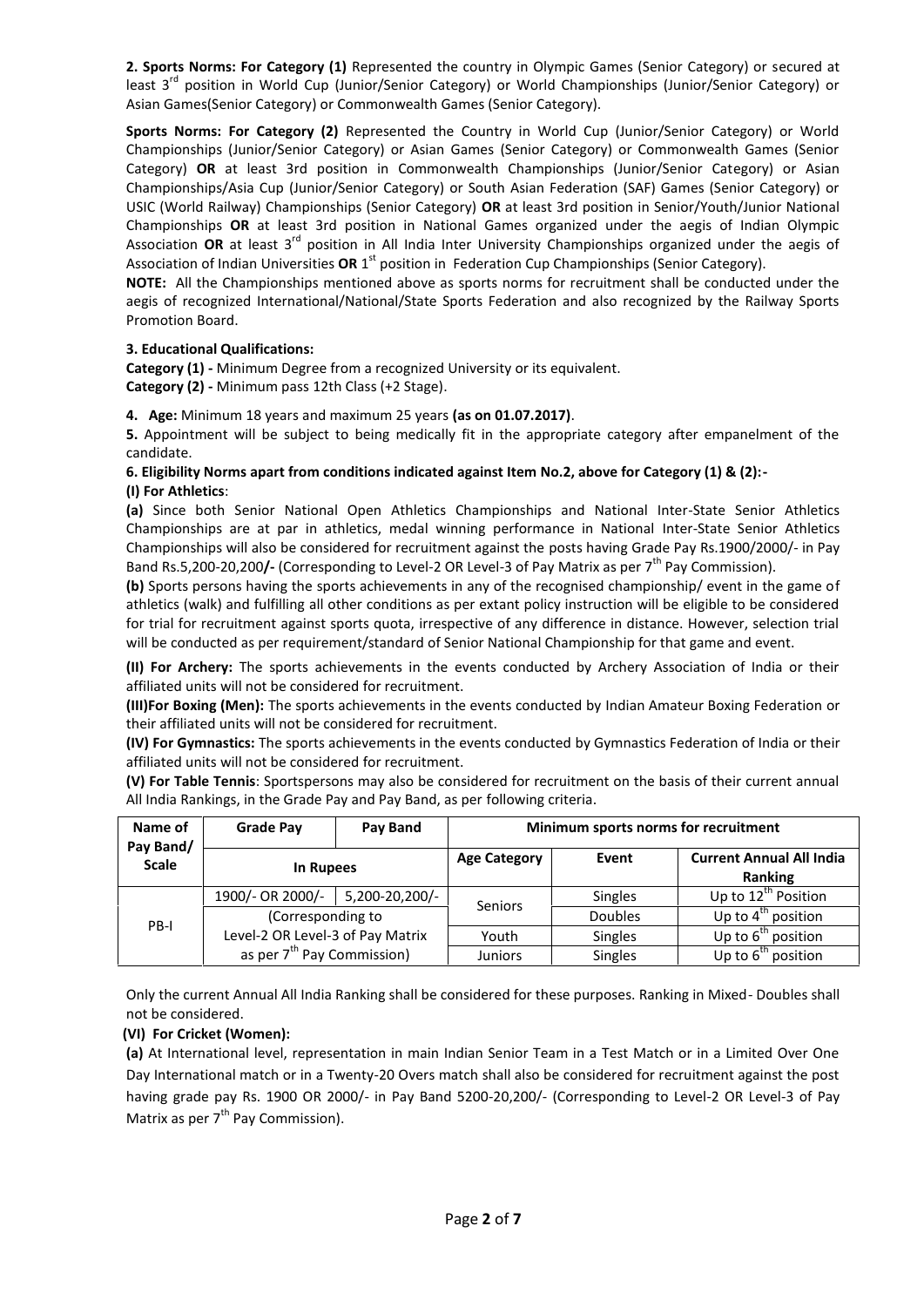**2. Sports Norms: For Category (1)** Represented the country in Olympic Games (Senior Category) or secured at least 3rd position in World Cup (Junior/Senior Category) or World Championships (Junior/Senior Category) or Asian Games(Senior Category) or Commonwealth Games (Senior Category).

**Sports Norms: For Category (2)** Represented the Country in World Cup (Junior/Senior Category) or World Championships (Junior/Senior Category) or Asian Games (Senior Category) or Commonwealth Games (Senior Category) **OR** at least 3rd position in Commonwealth Championships (Junior/Senior Category) or Asian Championships/Asia Cup (Junior/Senior Category) or South Asian Federation (SAF) Games (Senior Category) or USIC (World Railway) Championships (Senior Category) **OR** at least 3rd position in Senior/Youth/Junior National Championships **OR** at least 3rd position in National Games organized under the aegis of Indian Olympic Association **OR** at least 3rd position in All India Inter University Championships organized under the aegis of Association of Indian Universities **OR** 1st position in Federation Cup Championships (Senior Category).

**NOTE:** All the Championships mentioned above as sports norms for recruitment shall be conducted under the aegis of recognized International/National/State Sports Federation and also recognized by the Railway Sports Promotion Board.

**3. Educational Qualifications:**

**Category (1) -** Minimum Degree from a recognized University or its equivalent.
**Category (2) -** Minimum pass 12th Class (+2 Stage).

**4. Age:** Minimum 18 years and maximum 25 years **(as on 01.07.2017)**.

**5.** Appointment will be subject to being medically fit in the appropriate category after empanelment of the candidate.

**6. Eligibility Norms apart from conditions indicated against Item No.2, above for Category (1) & (2):-**

**(I) For Athletics**:

**(a)** Since both Senior National Open Athletics Championships and National Inter-State Senior Athletics Championships are at par in athletics, medal winning performance in National Inter-State Senior Athletics Championships will also be considered for recruitment against the posts having Grade Pay Rs.1900/2000/- in Pay Band Rs.5,200-20,200**/-** (Corresponding to Level-2 OR Level-3 of Pay Matrix as per 7th Pay Commission).

**(b)** Sports persons having the sports achievements in any of the recognised championship/ event in the game of athletics (walk) and fulfilling all other conditions as per extant policy instruction will be eligible to be considered for trial for recruitment against sports quota, irrespective of any difference in distance. However, selection trial will be conducted as per requirement/standard of Senior National Championship for that game and event.

**(II) For Archery:** The sports achievements in the events conducted by Archery Association of India or their affiliated units will not be considered for recruitment.

**(III)For Boxing (Men):** The sports achievements in the events conducted by Indian Amateur Boxing Federation or their affiliated units will not be considered for recruitment.

**(IV) For Gymnastics:** The sports achievements in the events conducted by Gymnastics Federation of India or their affiliated units will not be considered for recruitment.

**(V) For Table Tennis**: Sportspersons may also be considered for recruitment on the basis of their current annual All India Rankings, in the Grade Pay and Pay Band, as per following criteria.

| Name of Pay Band/ Scale | Grade Pay | Pay Band | Minimum sports norms for recruitment | | |
|---|---|---|---|---|---|
| | In Rupees | | Age Category | Event | Current Annual All India Ranking |
| PB-I | 1900/- OR 2000/- | 5,200-20,200/- | Seniors | Singles | Up to 12th Position |
| | (Corresponding to Level-2 OR Level-3 of Pay Matrix as per 7th Pay Commission) | | Seniors | Doubles | Up to 4th position |
| | | | Youth | Singles | Up to 6th position |
| | | | Juniors | Singles | Up to 6th position |

Only the current Annual All India Ranking shall be considered for these purposes. Ranking in Mixed- Doubles shall not be considered.

**(VI) For Cricket (Women):**

**(a)** At International level, representation in main Indian Senior Team in a Test Match or in a Limited Over One Day International match or in a Twenty-20 Overs match shall also be considered for recruitment against the post having grade pay Rs. 1900 OR 2000/- in Pay Band 5200-20,200/- (Corresponding to Level-2 OR Level-3 of Pay Matrix as per 7th Pay Commission).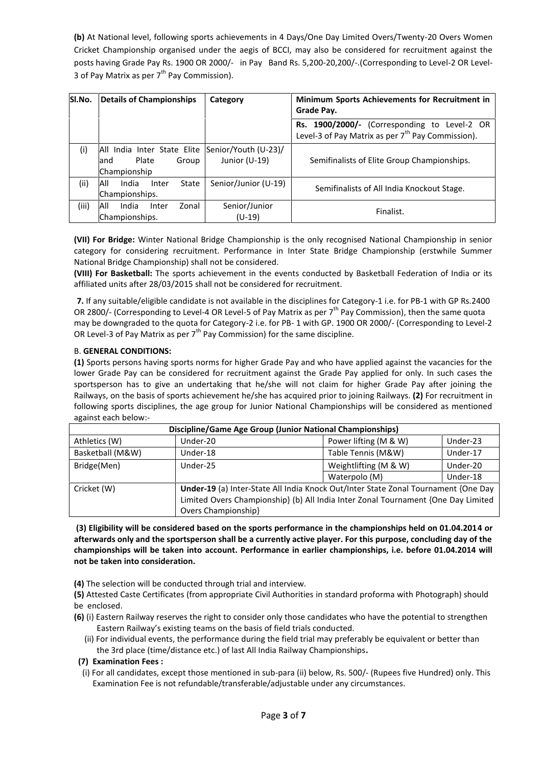**(b)** At National level, following sports achievements in 4 Days/One Day Limited Overs/Twenty-20 Overs Women Cricket Championship organised under the aegis of BCCI, may also be considered for recruitment against the posts having Grade Pay Rs. 1900 OR 2000/- in Pay Band Rs. 5,200-20,200/-.(Corresponding to Level-2 OR Level-3 of Pay Matrix as per 7th Pay Commission).

| Sl.No. | Details of Championships | Category | Minimum Sports Achievements for Recruitment in Grade Pay. |
|---|---|---|---|
| | | | **Rs. 1900/2000/-** (Corresponding to Level-2 OR Level-3 of Pay Matrix as per 7th Pay Commission). |
| (i) | All India Inter State Elite and Plate Group Championship | Senior/Youth (U-23)/ Junior (U-19) | Semifinalists of Elite Group Championships. |
| (ii) | All India Inter State Championships. | Senior/Junior (U-19) | Semifinalists of All India Knockout Stage. |
| (iii) | All India Inter Zonal Championships. | Senior/Junior (U-19) | Finalist. |

**(VII) For Bridge:** Winter National Bridge Championship is the only recognised National Championship in senior category for considering recruitment. Performance in Inter State Bridge Championship (erstwhile Summer National Bridge Championship) shall not be considered.

**(VIII) For Basketball:** The sports achievement in the events conducted by Basketball Federation of India or its affiliated units after 28/03/2015 shall not be considered for recruitment.

**7.** If any suitable/eligible candidate is not available in the disciplines for Category-1 i.e. for PB-1 with GP Rs.2400 OR 2800/- (Corresponding to Level-4 OR Level-5 of Pay Matrix as per 7th Pay Commission), then the same quota may be downgraded to the quota for Category-2 i.e. for PB- 1 with GP. 1900 OR 2000/- (Corresponding to Level-2 OR Level-3 of Pay Matrix as per 7th Pay Commission) for the same discipline.

B. **GENERAL CONDITIONS:**

**(1)** Sports persons having sports norms for higher Grade Pay and who have applied against the vacancies for the lower Grade Pay can be considered for recruitment against the Grade Pay applied for only. In such cases the sportsperson has to give an undertaking that he/she will not claim for higher Grade Pay after joining the Railways, on the basis of sports achievement he/she has acquired prior to joining Railways. **(2)** For recruitment in following sports disciplines, the age group for Junior National Championships will be considered as mentioned against each below:-

| Discipline/Game Age Group (Junior National Championships) | | | |
|---|---|---|---|
| Athletics (W) | Under-20 | Power lifting (M & W) | Under-23 |
| Basketball (M&W) | Under-18 | Table Tennis (M&W) | Under-17 |
| Bridge(Men) | Under-25 | Weightlifting (M & W) | Under-20 |
| | | Waterpolo (M) | Under-18 |
| Cricket (W) | **Under-19** (a) Inter-State All India Knock Out/Inter State Zonal Tournament {One Day Limited Overs Championship} (b) All India Inter Zonal Tournament {One Day Limited Overs Championship} | | |

**(3) Eligibility will be considered based on the sports performance in the championships held on 01.04.2014 or afterwards only and the sportsperson shall be a currently active player. For this purpose, concluding day of the championships will be taken into account. Performance in earlier championships, i.e. before 01.04.2014 will not be taken into consideration.**

**(4)** The selection will be conducted through trial and interview.

**(5)** Attested Caste Certificates (from appropriate Civil Authorities in standard proforma with Photograph) should be enclosed.

**(6)** (i) Eastern Railway reserves the right to consider only those candidates who have the potential to strengthen Eastern Railway's existing teams on the basis of field trials conducted.

(ii) For individual events, the performance during the field trial may preferably be equivalent or better than the 3rd place (time/distance etc.) of last All India Railway Championships**.**

**(7) Examination Fees :**

(i) For all candidates, except those mentioned in sub-para (ii) below, Rs. 500/- (Rupees five Hundred) only. This Examination Fee is not refundable/transferable/adjustable under any circumstances.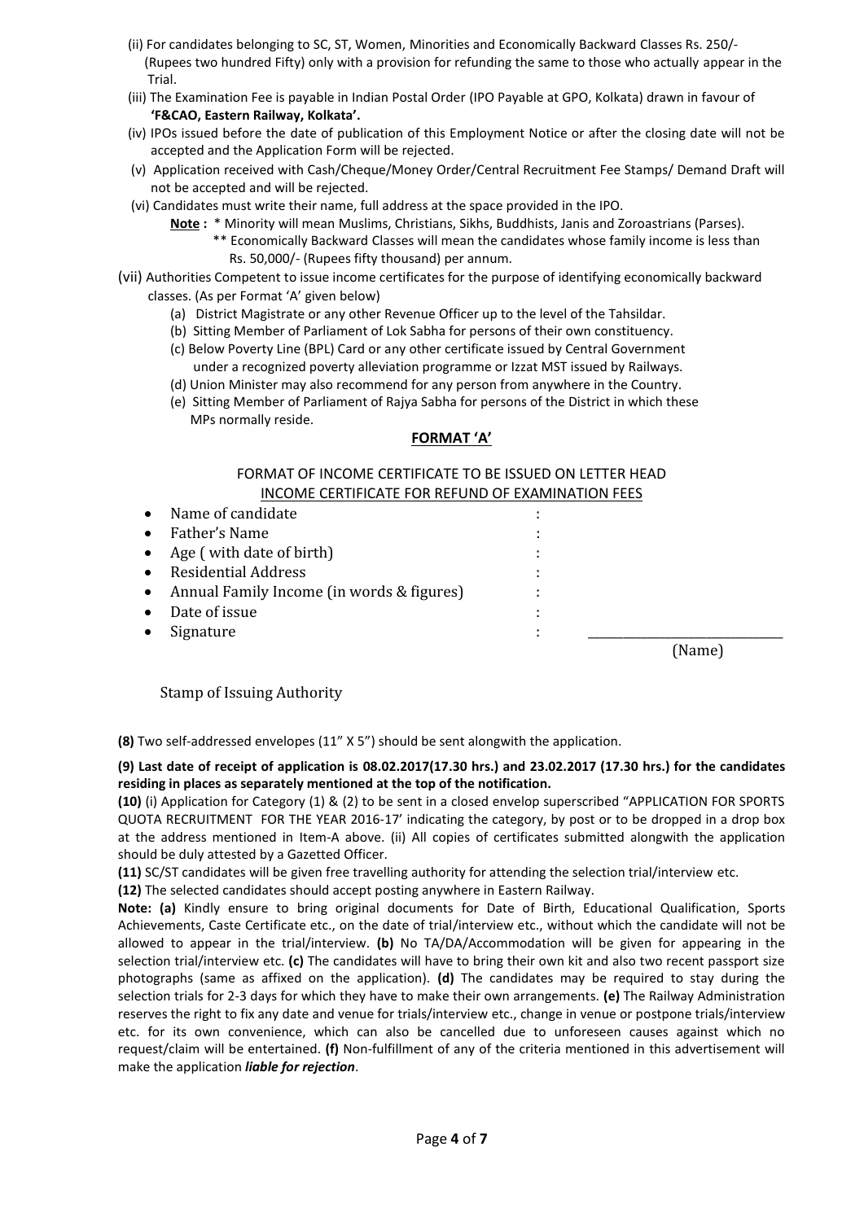(ii) For candidates belonging to SC, ST, Women, Minorities and Economically Backward Classes Rs. 250/- (Rupees two hundred Fifty) only with a provision for refunding the same to those who actually appear in the Trial.

(iii) The Examination Fee is payable in Indian Postal Order (IPO Payable at GPO, Kolkata) drawn in favour of **'F&CAO, Eastern Railway, Kolkata'.**

(iv) IPOs issued before the date of publication of this Employment Notice or after the closing date will not be accepted and the Application Form will be rejected.

(v) Application received with Cash/Cheque/Money Order/Central Recruitment Fee Stamps/ Demand Draft will not be accepted and will be rejected.

(vi) Candidates must write their name, full address at the space provided in the IPO.

**Note :** * Minority will mean Muslims, Christians, Sikhs, Buddhists, Janis and Zoroastrians (Parses).
** Economically Backward Classes will mean the candidates whose family income is less than Rs. 50,000/- (Rupees fifty thousand) per annum.

(vii) Authorities Competent to issue income certificates for the purpose of identifying economically backward classes. (As per Format 'A' given below)

(a) District Magistrate or any other Revenue Officer up to the level of the Tahsildar.
(b) Sitting Member of Parliament of Lok Sabha for persons of their own constituency.
(c) Below Poverty Line (BPL) Card or any other certificate issued by Central Government under a recognized poverty alleviation programme or Izzat MST issued by Railways.
(d) Union Minister may also recommend for any person from anywhere in the Country.
(e) Sitting Member of Parliament of Rajya Sabha for persons of the District in which these MPs normally reside.

## FORMAT 'A'

FORMAT OF INCOME CERTIFICATE TO BE ISSUED ON LETTER HEAD
INCOME CERTIFICATE FOR REFUND OF EXAMINATION FEES

- Name of candidate :
- Father's Name :
- Age ( with date of birth) :
- Residential Address :
- Annual Family Income (in words & figures) :
- Date of issue :
- Signature : ____________________________

(Name)

Stamp of Issuing Authority

**(8)** Two self-addressed envelopes (11" X 5") should be sent alongwith the application.

**(9) Last date of receipt of application is 08.02.2017(17.30 hrs.) and 23.02.2017 (17.30 hrs.) for the candidates residing in places as separately mentioned at the top of the notification.**

**(10)** (i) Application for Category (1) & (2) to be sent in a closed envelop superscribed "APPLICATION FOR SPORTS QUOTA RECRUITMENT FOR THE YEAR 2016-17' indicating the category, by post or to be dropped in a drop box at the address mentioned in Item-A above. (ii) All copies of certificates submitted alongwith the application should be duly attested by a Gazetted Officer.

**(11)** SC/ST candidates will be given free travelling authority for attending the selection trial/interview etc.

**(12)** The selected candidates should accept posting anywhere in Eastern Railway.

**Note: (a)** Kindly ensure to bring original documents for Date of Birth, Educational Qualification, Sports Achievements, Caste Certificate etc., on the date of trial/interview etc., without which the candidate will not be allowed to appear in the trial/interview. **(b)** No TA/DA/Accommodation will be given for appearing in the selection trial/interview etc. **(c)** The candidates will have to bring their own kit and also two recent passport size photographs (same as affixed on the application). **(d)** The candidates may be required to stay during the selection trials for 2-3 days for which they have to make their own arrangements. **(e)** The Railway Administration reserves the right to fix any date and venue for trials/interview etc., change in venue or postpone trials/interview etc. for its own convenience, which can also be cancelled due to unforeseen causes against which no request/claim will be entertained. **(f)** Non-fulfillment of any of the criteria mentioned in this advertisement will make the application ***liable for rejection***.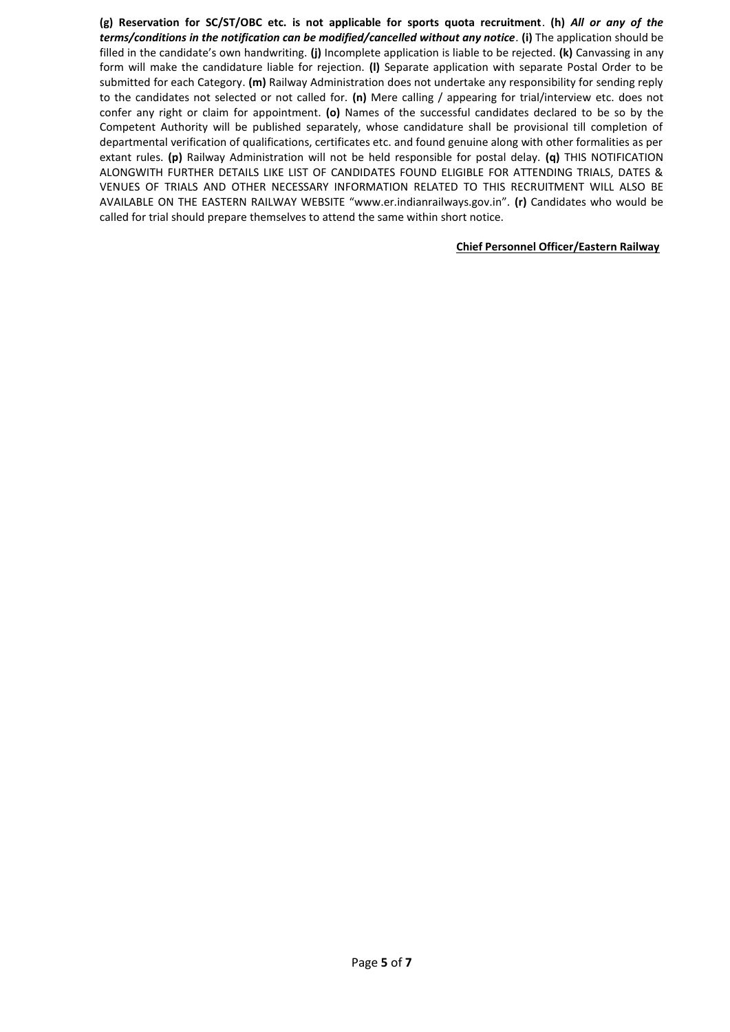**(g) Reservation for SC/ST/OBC etc. is not applicable for sports quota recruitment**. **(h)** ***All or any of the terms/conditions in the notification can be modified/cancelled without any notice***. **(i)** The application should be filled in the candidate's own handwriting. **(j)** Incomplete application is liable to be rejected. **(k)** Canvassing in any form will make the candidature liable for rejection. **(l)** Separate application with separate Postal Order to be submitted for each Category. **(m)** Railway Administration does not undertake any responsibility for sending reply to the candidates not selected or not called for. **(n)** Mere calling / appearing for trial/interview etc. does not confer any right or claim for appointment. **(o)** Names of the successful candidates declared to be so by the Competent Authority will be published separately, whose candidature shall be provisional till completion of departmental verification of qualifications, certificates etc. and found genuine along with other formalities as per extant rules. **(p)** Railway Administration will not be held responsible for postal delay. **(q)** THIS NOTIFICATION ALONGWITH FURTHER DETAILS LIKE LIST OF CANDIDATES FOUND ELIGIBLE FOR ATTENDING TRIALS, DATES & VENUES OF TRIALS AND OTHER NECESSARY INFORMATION RELATED TO THIS RECRUITMENT WILL ALSO BE AVAILABLE ON THE EASTERN RAILWAY WEBSITE "www.er.indianrailways.gov.in". **(r)** Candidates who would be called for trial should prepare themselves to attend the same within short notice.

**Chief Personnel Officer/Eastern Railway**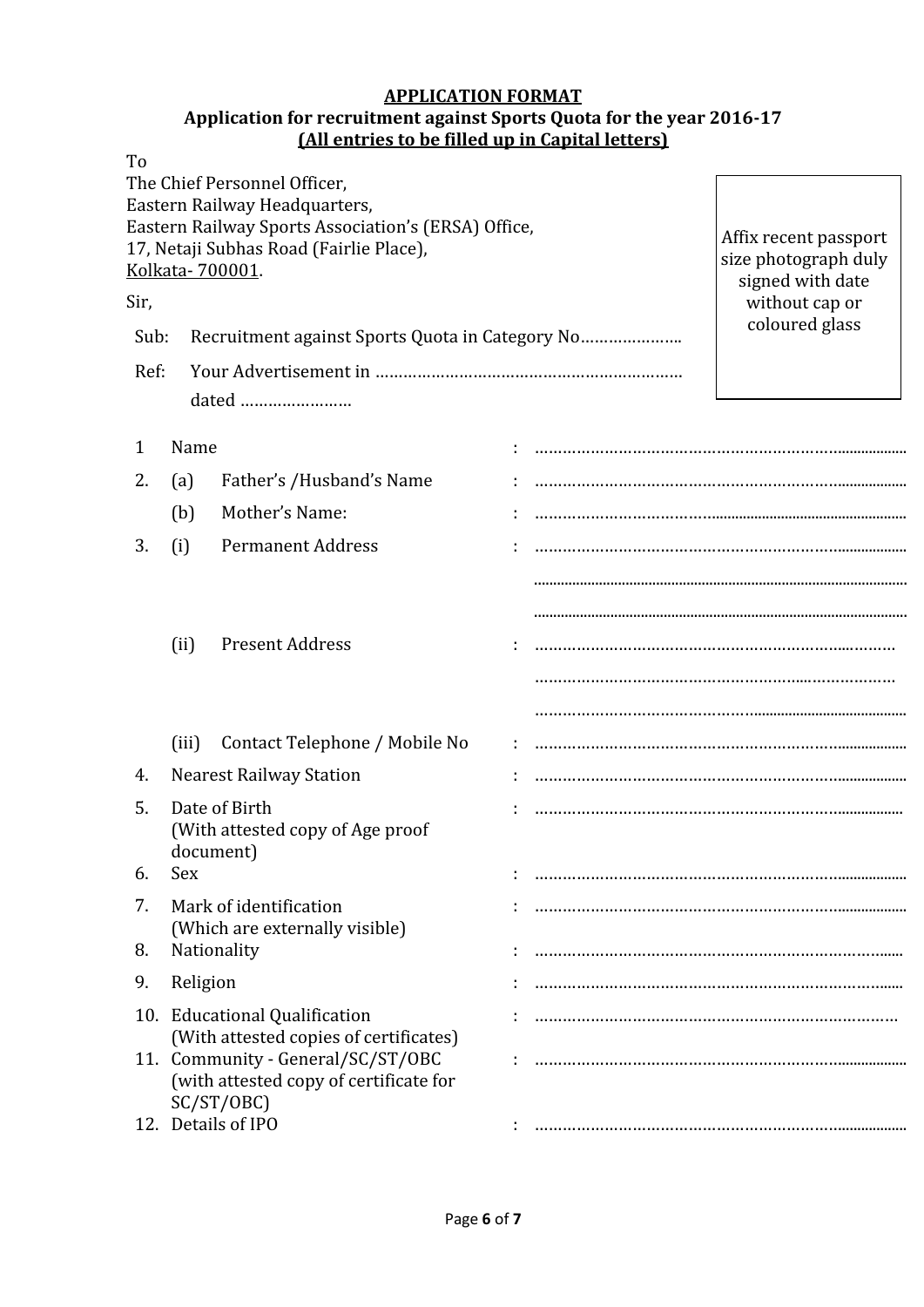**APPLICATION FORMAT**

**Application for recruitment against Sports Quota for the year 2016-17**

**(All entries to be filled up in Capital letters)**

To

The Chief Personnel Officer,
Eastern Railway Headquarters,
Eastern Railway Sports Association's (ERSA) Office,
17, Netaji Subhas Road (Fairlie Place),
Kolkata- 700001.

Affix recent passport size photograph duly signed with date without cap or coloured glass

Sir,

Sub: Recruitment against Sports Quota in Category No…………………..

Ref: Your Advertisement in ………………………………………………………… dated ……………………

1. Name : …………………………………………………………………..
2. (a) Father's /Husband's Name : …………………………………………………………………..
   (b) Mother's Name: : …………………………………………………………………..
3. (i) Permanent Address : …………………………………………………………………..
   …………………………………………………………………..
   …………………………………………………………………..
   (ii) Present Address : …………………………………………………………………..
   …………………………………………………………………..
   …………………………………………………………………..
   (iii) Contact Telephone / Mobile No : …………………………………………………………………..
4. Nearest Railway Station : …………………………………………………………………..
5. Date of Birth (With attested copy of Age proof document) : …………………………………………………………………..
6. Sex : …………………………………………………………………..
7. Mark of identification (Which are externally visible) : …………………………………………………………………..
8. Nationality : …………………………………………………………………..
9. Religion : …………………………………………………………………..
10. Educational Qualification (With attested copies of certificates) : …………………………………………………………………..
11. Community - General/SC/ST/OBC (with attested copy of certificate for SC/ST/OBC) : …………………………………………………………………..
12. Details of IPO : …………………………………………………………………..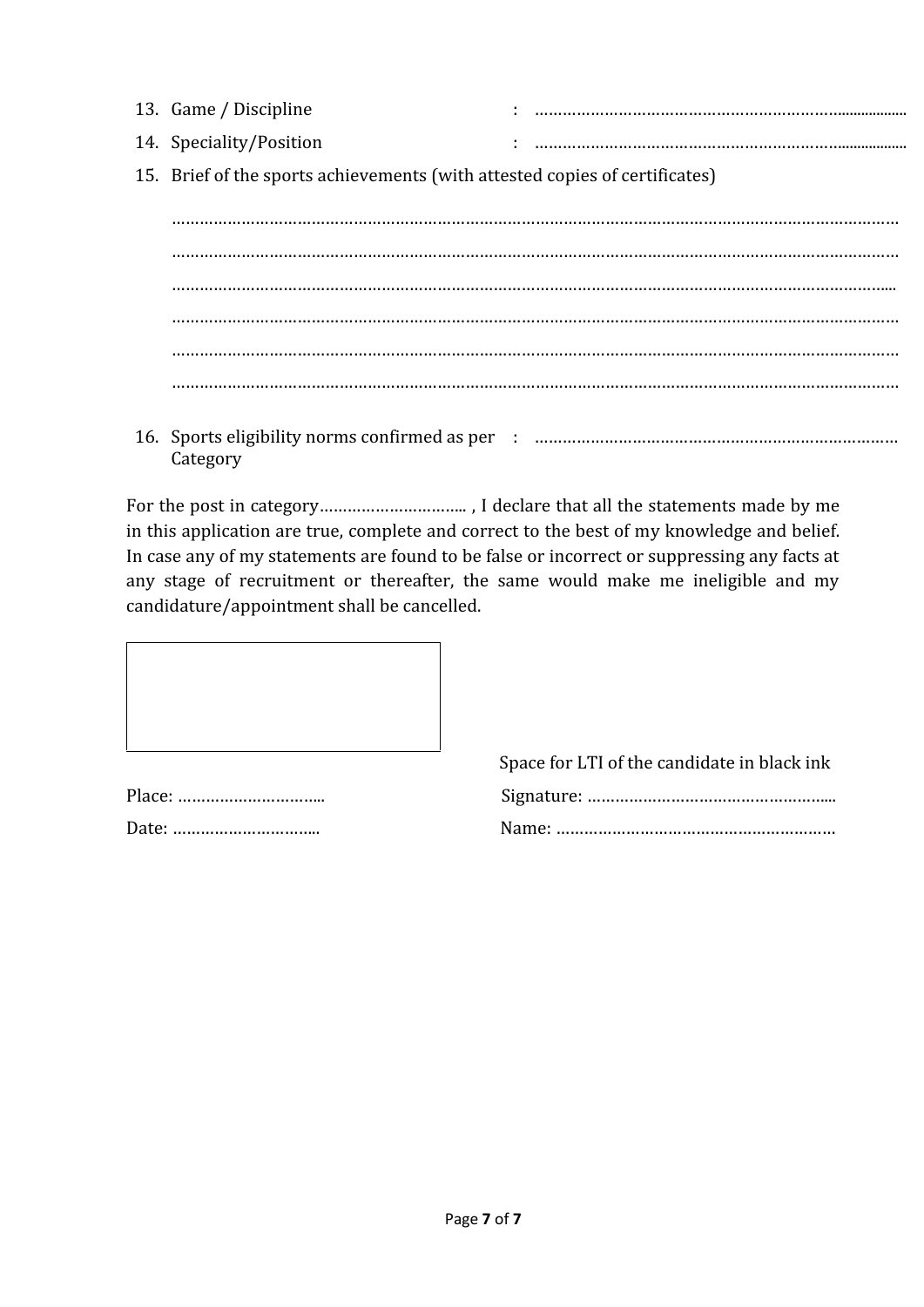13. Game / Discipline : ……………………………………………………………...............

14. Speciality/Position : ……………………………………………………………...............

15. Brief of the sports achievements (with attested copies of certificates)

    …………………………………………………………………………………………………………………………………

    …………………………………………………………………………………………………………………………………

    ………………………………………………………………………………………………………………………………....

    …………………………………………………………………………………………………………………………………

    …………………………………………………………………………………………………………………………………

    …………………………………………………………………………………………………………………………………

16. Sports eligibility norms confirmed as per Category : ……………………………………………………………………

For the post in category………………………….. , I declare that all the statements made by me in this application are true, complete and correct to the best of my knowledge and belief. In case any of my statements are found to be false or incorrect or suppressing any facts at any stage of recruitment or thereafter, the same would make me ineligible and my candidature/appointment shall be cancelled.

Space for LTI of the candidate in black ink

Place: …………………………..

Date: …………………………..

Signature: ……………………………………………....

Name: ……………………………………………………